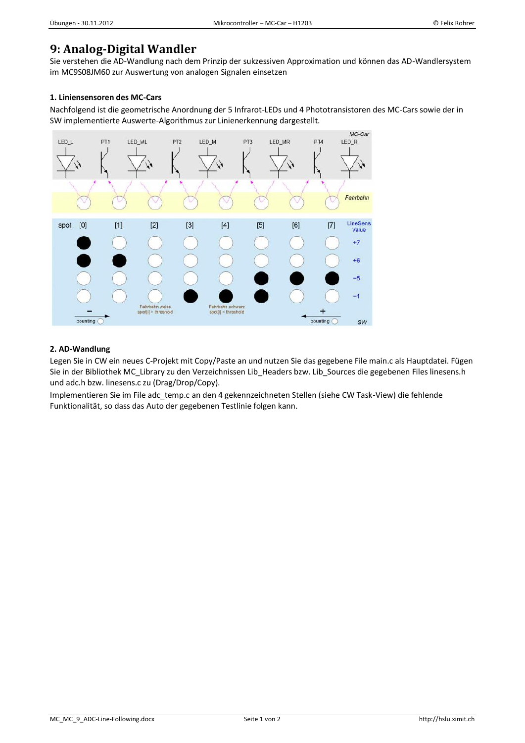# 9: Analog-Digital Wandler

Sie verstehen die AD-Wandlung nach dem Prinzip der sukzessiven Approximation und können das AD-Wandlersystem im MC9S08JM60 zur Auswertung von analogen Signalen einsetzen

### 1. Liniensensoren des MC-Cars

Nachfolgend ist die geometrische Anordnung der 5 Infrarot-LEDs und 4 Phototransistoren des MC-Cars sowie der in SW implementierte Auswerte-Algorithmus zur Linienerkennung dargestellt.

### 2. AD-Wandlung

Legen Sie in CW ein neues C-Projekt mit Copy/Paste an und nutzen Sie das gegebene File main.c als Hauptdatei. Fügen Sie in der Bibliothek MC_Library zu den Verzeichnissen Lib_Headers bzw. Lib_Sources die gegebenen Files linesens.h und adc.h bzw. linesens.c zu (Drag/Drop/Copy).

Implementieren Sie im File adc_temp.c an den 4 gekennzeichneten Stellen (siehe CW Task-View) die fehlende Funktionalität, so dass das Auto der gegebenen Testlinie folgen kann.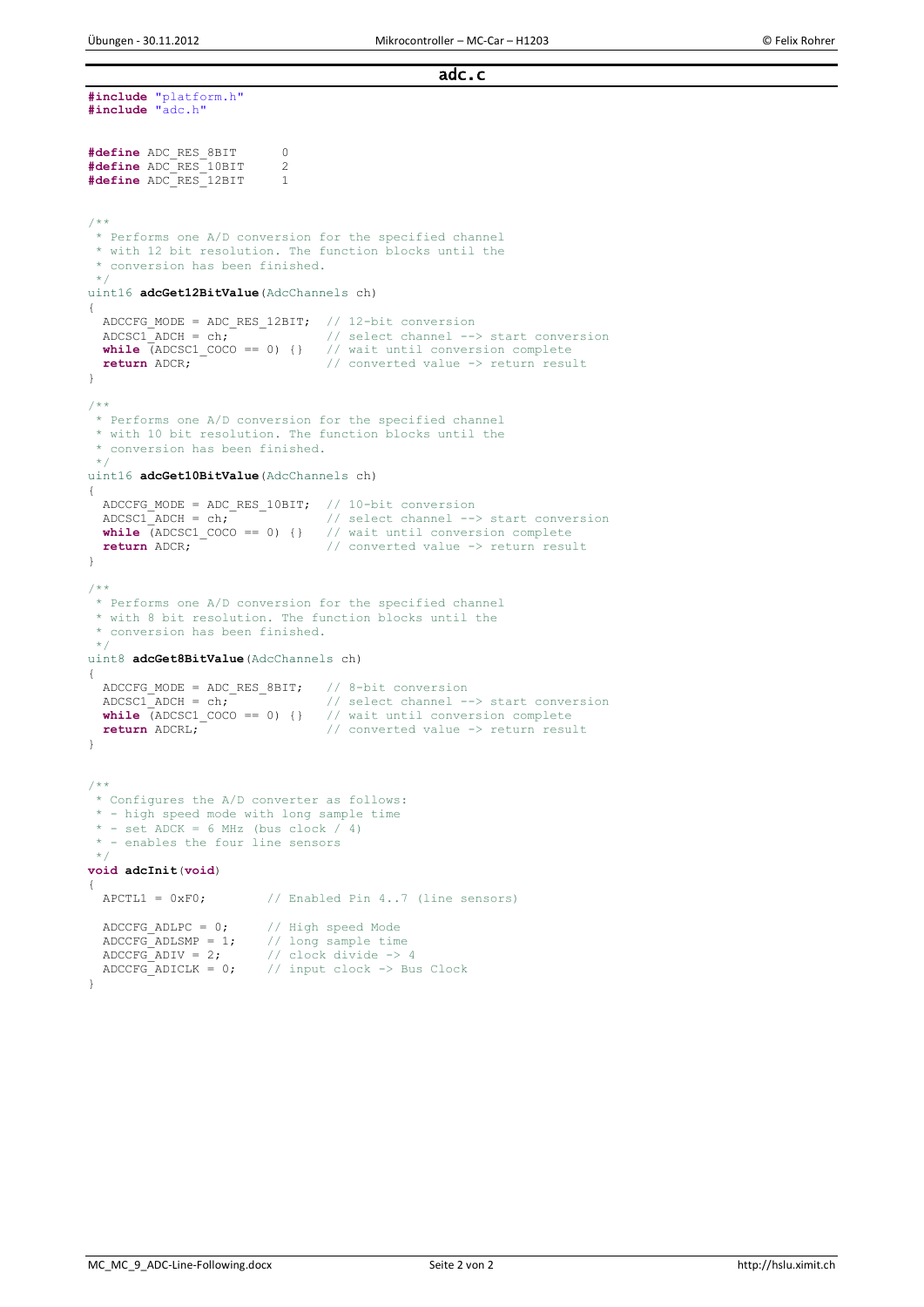## adc.c

```c
#include "platform.h"
#include "adc.h"


#define ADC_RES_8BIT      0
#define ADC_RES_10BIT     2
#define ADC_RES_12BIT     1


/**
 * Performs one A/D conversion for the specified channel
 * with 12 bit resolution. The function blocks until the
 * conversion has been finished.
 */
uint16 adcGet12BitValue(AdcChannels ch)
{
  ADCCFG_MODE = ADC_RES_12BIT;  // 12-bit conversion
  ADCSC1_ADCH = ch;             // select channel --> start conversion
  while (ADCSC1_COCO == 0) {}   // wait until conversion complete
  return ADCR;                  // converted value -> return result
}

/**
 * Performs one A/D conversion for the specified channel
 * with 10 bit resolution. The function blocks until the
 * conversion has been finished.
 */
uint16 adcGet10BitValue(AdcChannels ch)
{
  ADCCFG_MODE = ADC_RES_10BIT;  // 10-bit conversion
  ADCSC1_ADCH = ch;             // select channel --> start conversion
  while (ADCSC1_COCO == 0) {}   // wait until conversion complete
  return ADCR;                  // converted value -> return result
}

/**
 * Performs one A/D conversion for the specified channel
 * with 8 bit resolution. The function blocks until the
 * conversion has been finished.
 */
uint8 adcGet8BitValue(AdcChannels ch)
{
  ADCCFG_MODE = ADC_RES_8BIT;   // 8-bit conversion
  ADCSC1_ADCH = ch;             // select channel --> start conversion
  while (ADCSC1_COCO == 0) {}   // wait until conversion complete
  return ADCRL;                 // converted value -> return result
}


/**
 * Configures the A/D converter as follows:
 * - high speed mode with long sample time
 * - set ADCK = 6 MHz (bus clock / 4)
 * - enables the four line sensors
 */
void adcInit(void)
{
  APCTL1 = 0xF0;        // Enabled Pin 4..7 (line sensors)

  ADCCFG_ADLPC = 0;     // High speed Mode
  ADCCFG_ADLSMP = 1;    // long sample time
  ADCCFG_ADIV = 2;      // clock divide -> 4
  ADCCFG_ADICLK = 0;    // input clock -> Bus Clock
}
```